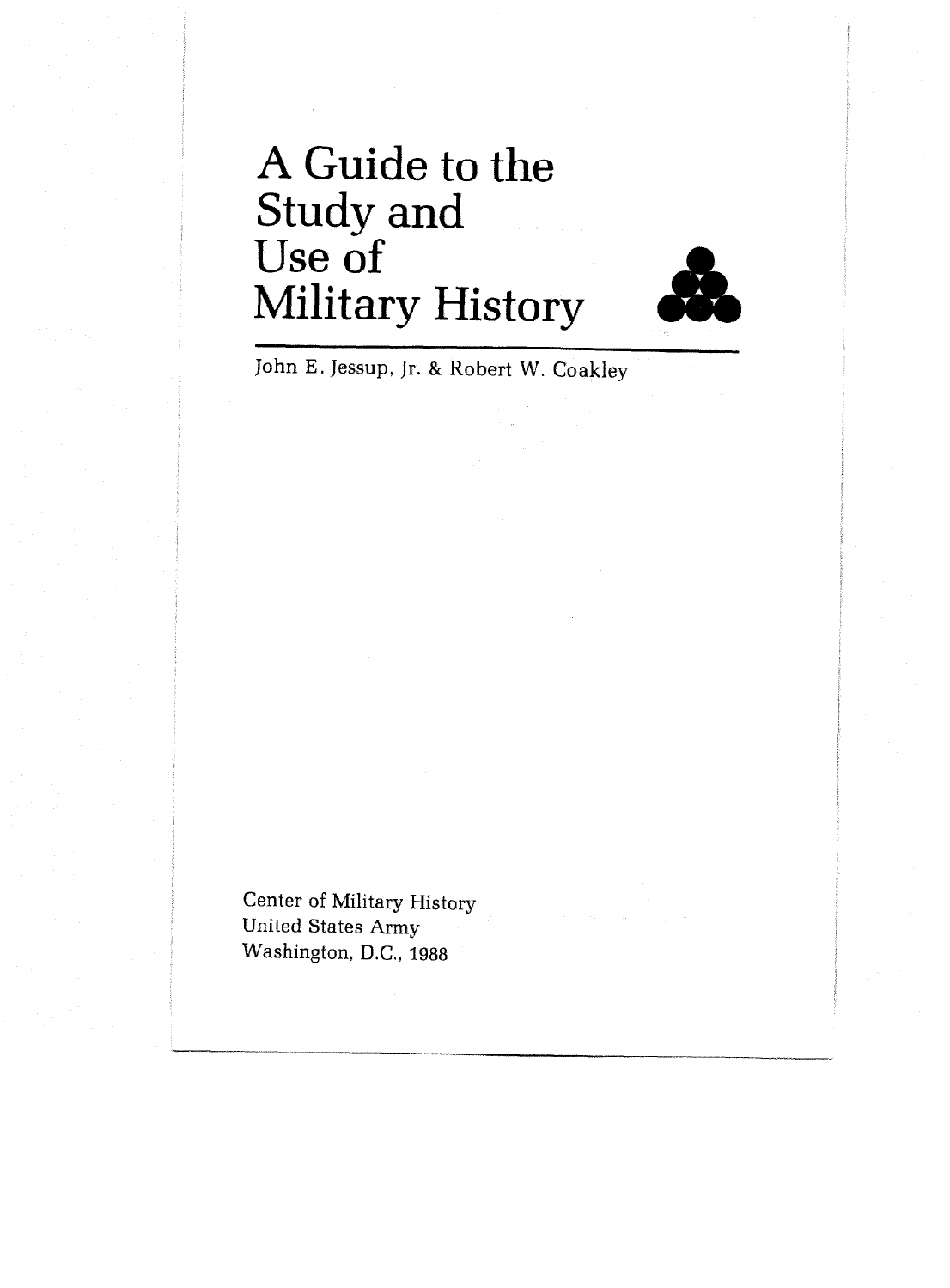# A Guide to the Study and Use of Military History

John E. Jessup, Jr. & Robert W. Coakley

Center of Military History
United States Army
Washington, D.C., 1988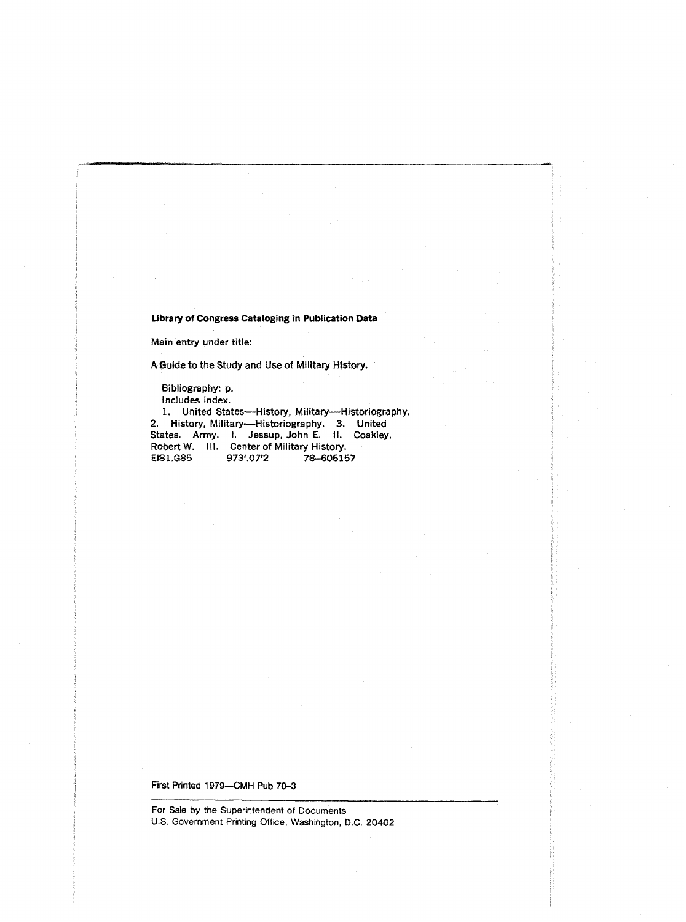**Library of Congress Cataloging in Publication Data**

Main entry under title:

A Guide to the Study and Use of Military History.

Bibliography: p.
Includes index.
1. United States—History, Military—Historiography.
2. History, Military—Historiography. 3. United States. Army. I. Jessup, John E. II. Coakley, Robert W. III. Center of Military History.
E181.G85 973'.07'2 78–606157

First Printed 1979—CMH Pub 70–3

For Sale by the Superintendent of Documents
U.S. Government Printing Office, Washington, D.C. 20402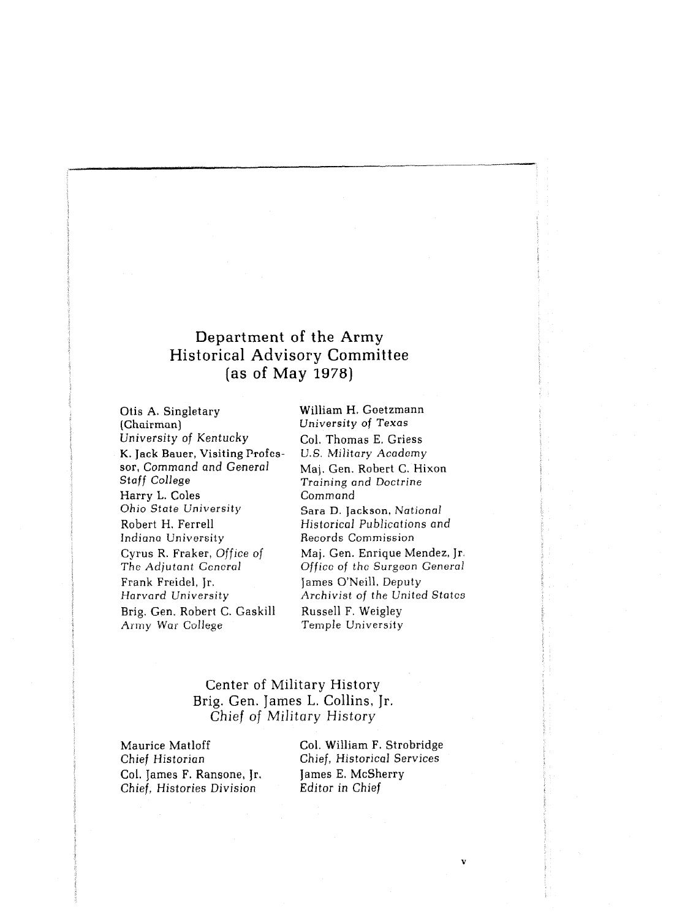# Department of the Army Historical Advisory Committee (as of May 1978)

Otis A. Singletary (Chairman)
*University of Kentucky*

K. Jack Bauer, Visiting Professor, *Command and General Staff College*

Harry L. Coles
*Ohio State University*

Robert H. Ferrell
*Indiana University*

Cyrus R. Fraker, *Office of The Adjutant General*

Frank Freidel, Jr.
*Harvard University*

Brig. Gen. Robert C. Gaskill
*Army War College*

William H. Goetzmann
*University of Texas*

Col. Thomas E. Griess
*U.S. Military Academy*

Maj. Gen. Robert C. Hixon
*Training and Doctrine Command*

Sara D. Jackson, *National Historical Publications and Records Commission*

Maj. Gen. Enrique Mendez, Jr.
*Office of the Surgeon General*

James O'Neill, Deputy *Archivist of the United States*

Russell F. Weigley
*Temple University*

## Center of Military History
## Brig. Gen. James L. Collins, Jr.
## *Chief of Military History*

Maurice Matloff
*Chief Historian*

Col. James F. Ransone, Jr.
*Chief, Histories Division*

Col. William F. Strobridge
*Chief, Historical Services*

James E. McSherry
*Editor in Chief*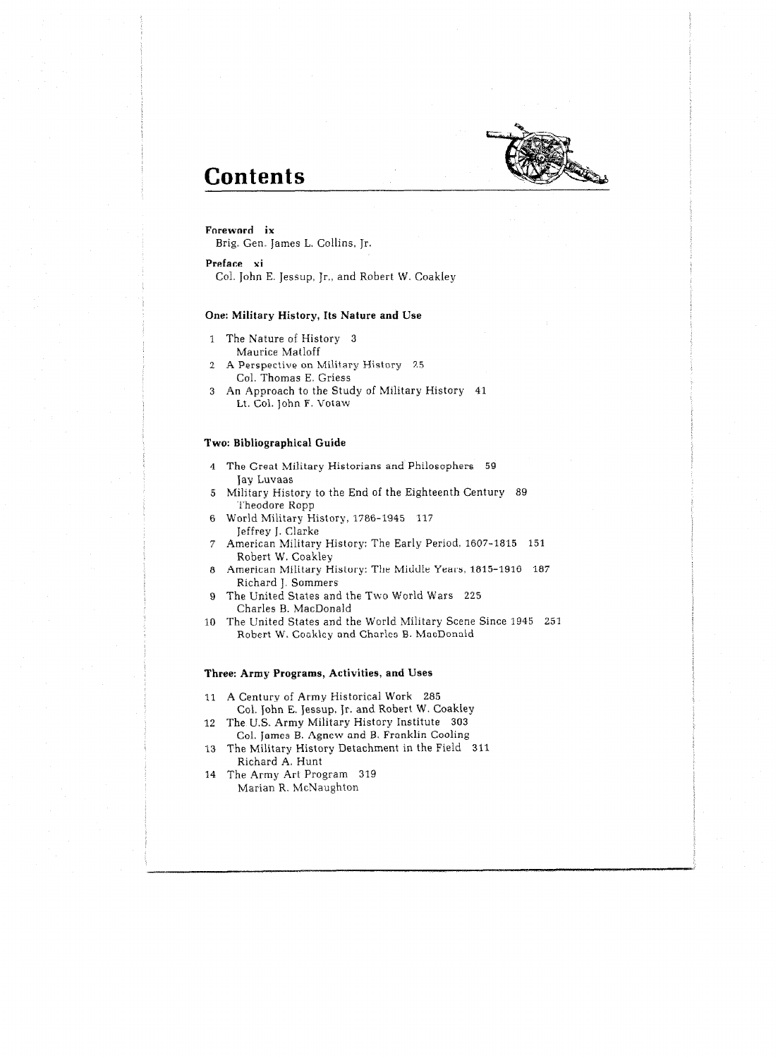# Contents

**Foreword** ix
Brig. Gen. James L. Collins, Jr.

**Preface** xi
Col. John E. Jessup, Jr., and Robert W. Coakley

### One: Military History, Its Nature and Use

1 The Nature of History 3
Maurice Matloff

2 A Perspective on Military History 25
Col. Thomas E. Griess

3 An Approach to the Study of Military History 41
Lt. Col. John F. Votaw

### Two: Bibliographical Guide

4 The Great Military Historians and Philosophers 59
Jay Luvaas

5 Military History to the End of the Eighteenth Century 89
Theodore Ropp

6 World Military History, 1786–1945 117
Jeffrey J. Clarke

7 American Military History: The Early Period, 1607–1815 151
Robert W. Coakley

8 American Military History: The Middle Years, 1815–1916 187
Richard J. Sommers

9 The United States and the Two World Wars 225
Charles B. MacDonald

10 The United States and the World Military Scene Since 1945 251
Robert W. Coakley and Charles B. MacDonald

### Three: Army Programs, Activities, and Uses

11 A Century of Army Historical Work 285
Col. John E. Jessup, Jr. and Robert W. Coakley

12 The U.S. Army Military History Institute 303
Col. James B. Agnew and B. Franklin Cooling

13 The Military History Detachment in the Field 311
Richard A. Hunt

14 The Army Art Program 319
Marian R. McNaughton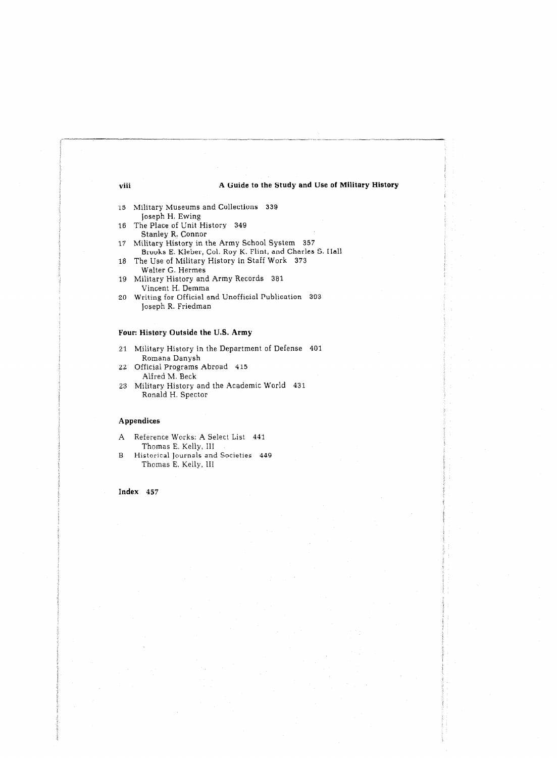15 Military Museums and Collections 339
Joseph H. Ewing

16 The Place of Unit History 349
Stanley R. Connor

17 Military History in the Army School System 357
Brooks E. Kleber, Col. Roy K. Flint, and Charles S. Hall

18 The Use of Military History in Staff Work 373
Walter G. Hermes

19 Military History and Army Records 381
Vincent H. Demma

20 Writing for Official and Unofficial Publication 393
Joseph R. Friedman

### Four: History Outside the U.S. Army

21 Military History in the Department of Defense 401
Romana Danysh

22 Official Programs Abroad 415
Alfred M. Beck

23 Military History and the Academic World 431
Ronald H. Spector

### Appendices

A Reference Works: A Select List 441
Thomas E. Kelly, III

B Historical Journals and Societies 449
Thomas E. Kelly, III

**Index 457**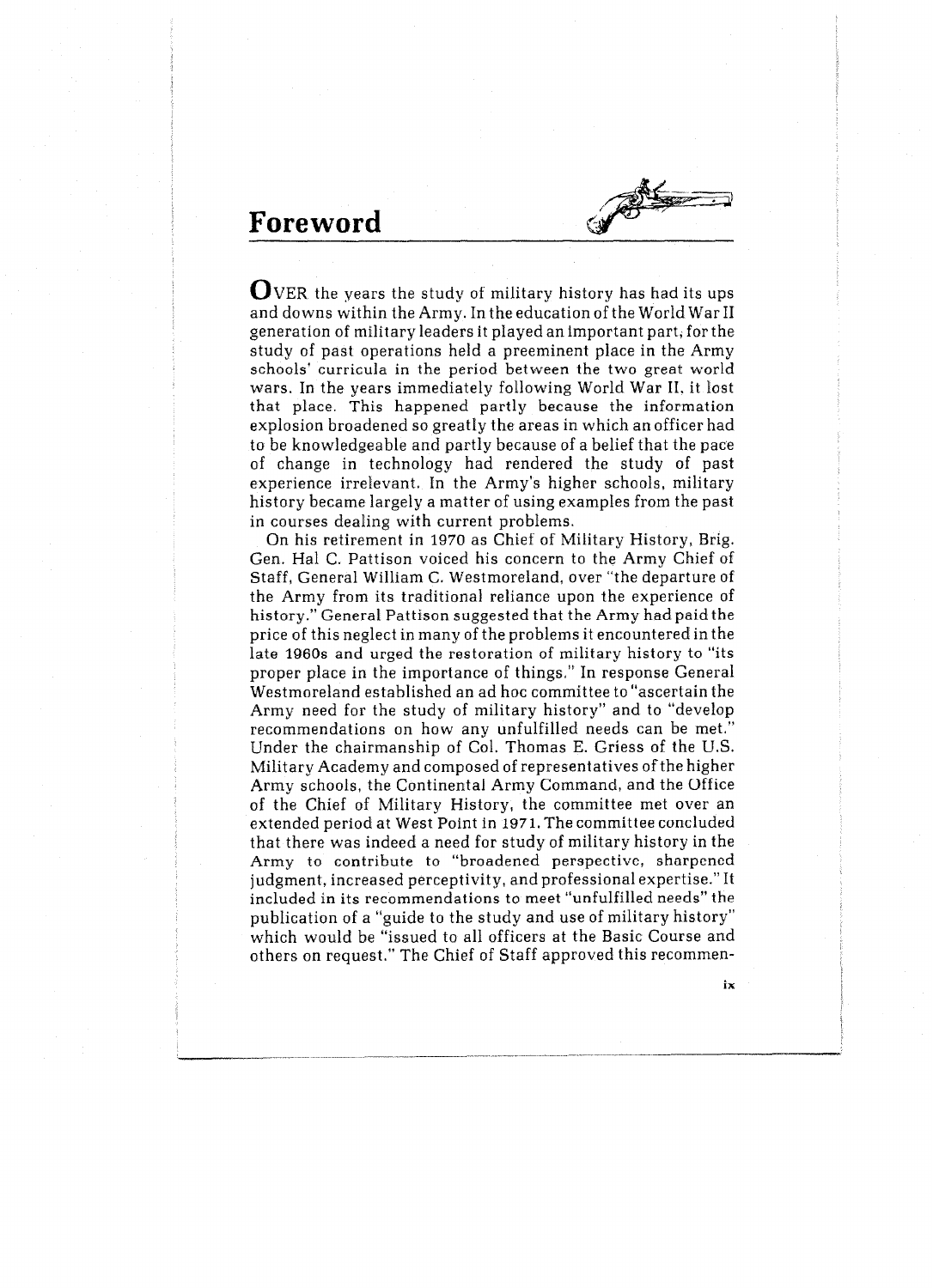# Foreword

OVER the years the study of military history has had its ups and downs within the Army. In the education of the World War II generation of military leaders it played an important part, for the study of past operations held a preeminent place in the Army schools' curricula in the period between the two great world wars. In the years immediately following World War II, it lost that place. This happened partly because the information explosion broadened so greatly the areas in which an officer had to be knowledgeable and partly because of a belief that the pace of change in technology had rendered the study of past experience irrelevant. In the Army's higher schools, military history became largely a matter of using examples from the past in courses dealing with current problems.

On his retirement in 1970 as Chief of Military History, Brig. Gen. Hal C. Pattison voiced his concern to the Army Chief of Staff, General William C. Westmoreland, over "the departure of the Army from its traditional reliance upon the experience of history." General Pattison suggested that the Army had paid the price of this neglect in many of the problems it encountered in the late 1960s and urged the restoration of military history to "its proper place in the importance of things." In response General Westmoreland established an ad hoc committee to "ascertain the Army need for the study of military history" and to "develop recommendations on how any unfulfilled needs can be met." Under the chairmanship of Col. Thomas E. Griess of the U.S. Military Academy and composed of representatives of the higher Army schools, the Continental Army Command, and the Office of the Chief of Military History, the committee met over an extended period at West Point in 1971. The committee concluded that there was indeed a need for study of military history in the Army to contribute to "broadened perspective, sharpened judgment, increased perceptivity, and professional expertise." It included in its recommendations to meet "unfulfilled needs" the publication of a "guide to the study and use of military history" which would be "issued to all officers at the Basic Course and others on request." The Chief of Staff approved this recommen-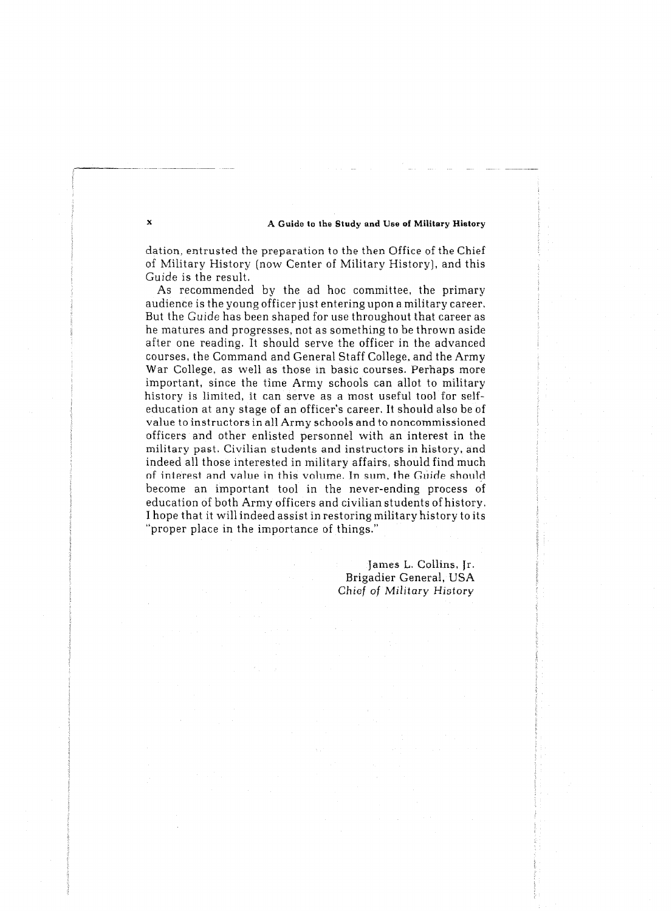dation, entrusted the preparation to the then Office of the Chief of Military History (now Center of Military History), and this *Guide* is the result.

As recommended by the ad hoc committee, the primary audience is the young officer just entering upon a military career. But the *Guide* has been shaped for use throughout that career as he matures and progresses, not as something to be thrown aside after one reading. It should serve the officer in the advanced courses, the Command and General Staff College, and the Army War College, as well as those in basic courses. Perhaps more important, since the time Army schools can allot to military history is limited, it can serve as a most useful tool for self-education at any stage of an officer's career. It should also be of value to instructors in all Army schools and to noncommissioned officers and other enlisted personnel with an interest in the military past. Civilian students and instructors in history, and indeed all those interested in military affairs, should find much of interest and value in this volume. In sum, the *Guide* should become an important tool in the never-ending process of education of both Army officers and civilian students of history. I hope that it will indeed assist in restoring military history to its "proper place in the importance of things."

James L. Collins, Jr.
Brigadier General, USA
*Chief of Military History*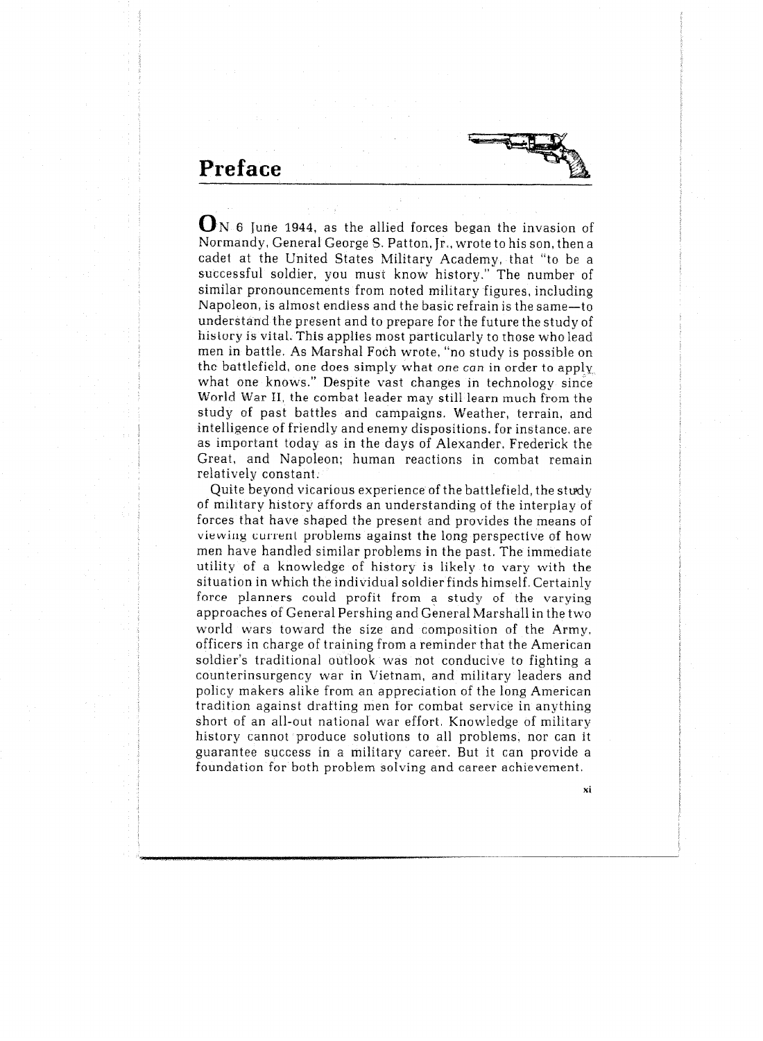# Preface

ON 6 June 1944, as the allied forces began the invasion of Normandy, General George S. Patton, Jr., wrote to his son, then a cadet at the United States Military Academy, that "to be a successful soldier, you must know history." The number of similar pronouncements from noted military figures, including Napoleon, is almost endless and the basic refrain is the same—to understand the present and to prepare for the future the study of history is vital. This applies most particularly to those who lead men in battle. As Marshal Foch wrote, "no study is possible on the battlefield, one does simply what *one can* in order to apply what one knows." Despite vast changes in technology since World War II, the combat leader may still learn much from the study of past battles and campaigns. Weather, terrain, and intelligence of friendly and enemy dispositions, for instance, are as important today as in the days of Alexander, Frederick the Great, and Napoleon; human reactions in combat remain relatively constant.

Quite beyond vicarious experience of the battlefield, the study of military history affords an understanding of the interplay of forces that have shaped the present and provides the means of viewing current problems against the long perspective of how men have handled similar problems in the past. The immediate utility of a knowledge of history is likely to vary with the situation in which the individual soldier finds himself. Certainly force planners could profit from a study of the varying approaches of General Pershing and General Marshall in the two world wars toward the size and composition of the Army, officers in charge of training from a reminder that the American soldier's traditional outlook was not conducive to fighting a counterinsurgency war in Vietnam, and military leaders and policy makers alike from an appreciation of the long American tradition against drafting men for combat service in anything short of an all-out national war effort. Knowledge of military history cannot produce solutions to all problems, nor can it guarantee success in a military career. But it can provide a foundation for both problem solving and career achievement.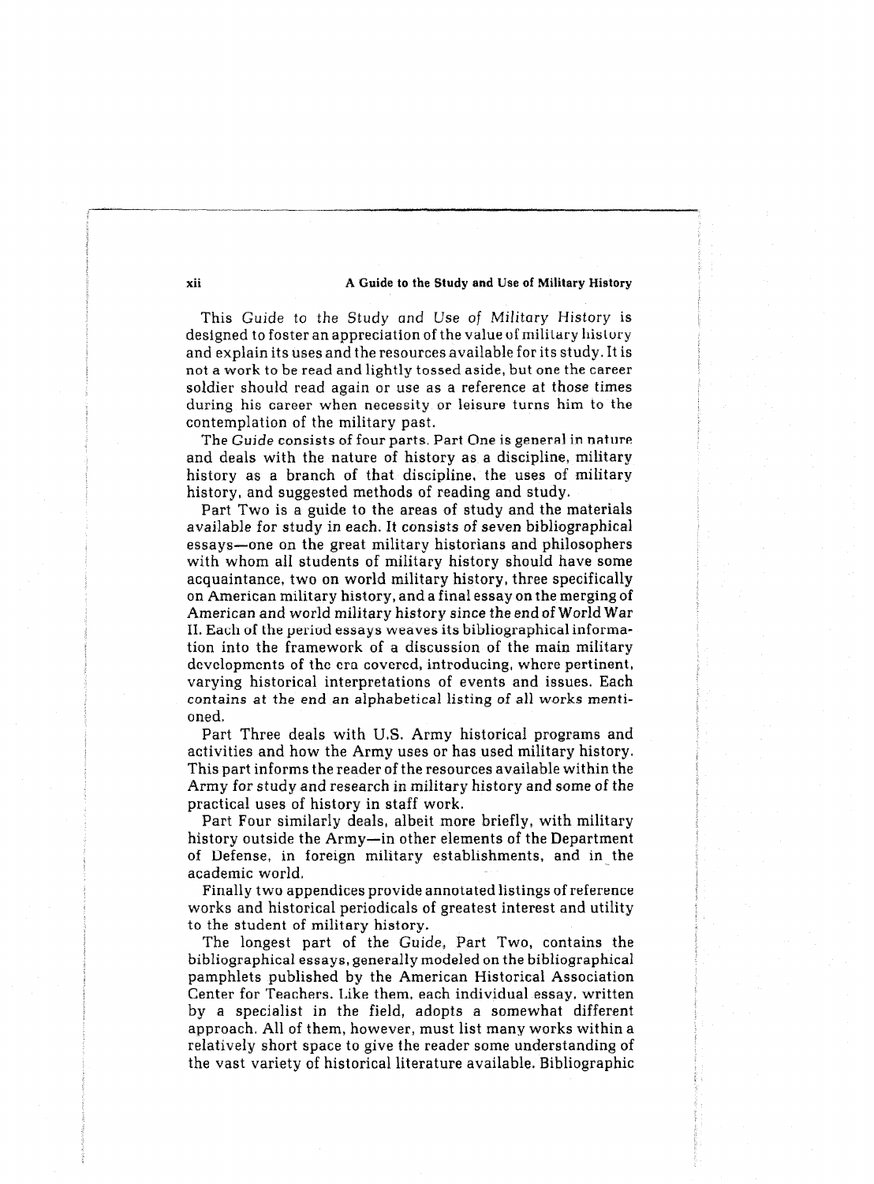This *Guide to the Study and Use of Military History* is designed to foster an appreciation of the value of military history and explain its uses and the resources available for its study. It is not a work to be read and lightly tossed aside, but one the career soldier should read again or use as a reference at those times during his career when necessity or leisure turns him to the contemplation of the military past.

The *Guide* consists of four parts. Part One is general in nature and deals with the nature of history as a discipline, military history as a branch of that discipline, the uses of military history, and suggested methods of reading and study.

Part Two is a guide to the areas of study and the materials available for study in each. It consists of seven bibliographical essays—one on the great military historians and philosophers with whom all students of military history should have some acquaintance, two on world military history, three specifically on American military history, and a final essay on the merging of American and world military history since the end of World War II. Each of the period essays weaves its bibliographical information into the framework of a discussion of the main military developments of the era covered, introducing, where pertinent, varying historical interpretations of events and issues. Each contains at the end an alphabetical listing of all works mentioned.

Part Three deals with U.S. Army historical programs and activities and how the Army uses or has used military history. This part informs the reader of the resources available within the Army for study and research in military history and some of the practical uses of history in staff work.

Part Four similarly deals, albeit more briefly, with military history outside the Army—in other elements of the Department of Defense, in foreign military establishments, and in the academic world.

Finally two appendices provide annotated listings of reference works and historical periodicals of greatest interest and utility to the student of military history.

The longest part of the *Guide*, Part Two, contains the bibliographical essays, generally modeled on the bibliographical pamphlets published by the American Historical Association Center for Teachers. Like them, each individual essay, written by a specialist in the field, adopts a somewhat different approach. All of them, however, must list many works within a relatively short space to give the reader some understanding of the vast variety of historical literature available. Bibliographic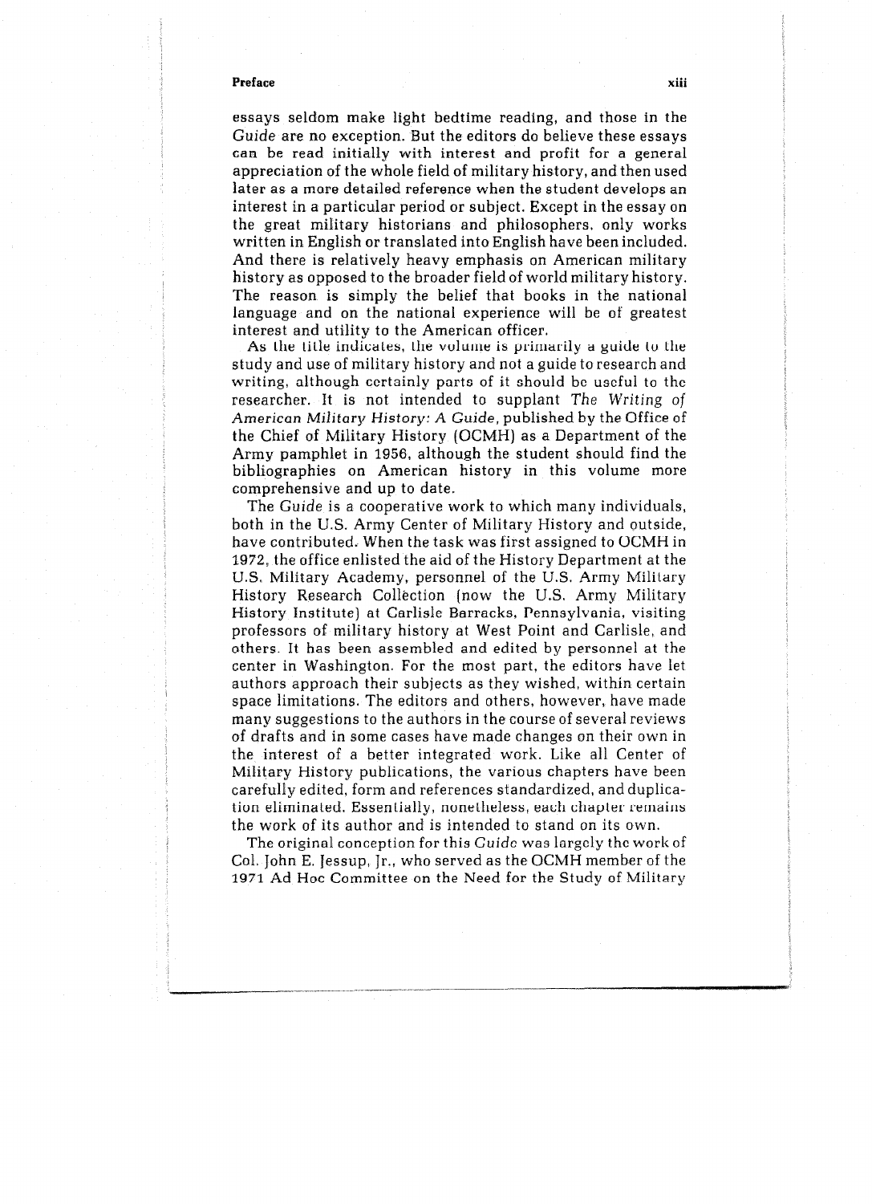essays seldom make light bedtime reading, and those in the *Guide* are no exception. But the editors do believe these essays can be read initially with interest and profit for a general appreciation of the whole field of military history, and then used later as a more detailed reference when the student develops an interest in a particular period or subject. Except in the essay on the great military historians and philosophers, only works written in English or translated into English have been included. And there is relatively heavy emphasis on American military history as opposed to the broader field of world military history. The reason is simply the belief that books in the national language and on the national experience will be of greatest interest and utility to the American officer.

As the title indicates, the volume is primarily a guide to the study and use of military history and not a guide to research and writing, although certainly parts of it should be useful to the researcher. It is not intended to supplant *The Writing of American Military History: A Guide*, published by the Office of the Chief of Military History (OCMH) as a Department of the Army pamphlet in 1956, although the student should find the bibliographies on American history in this volume more comprehensive and up to date.

The *Guide* is a cooperative work to which many individuals, both in the U.S. Army Center of Military History and outside, have contributed. When the task was first assigned to OCMH in 1972, the office enlisted the aid of the History Department at the U.S. Military Academy, personnel of the U.S. Army Military History Research Collection (now the U.S. Army Military History Institute) at Carlisle Barracks, Pennsylvania, visiting professors of military history at West Point and Carlisle, and others. It has been assembled and edited by personnel at the center in Washington. For the most part, the editors have let authors approach their subjects as they wished, within certain space limitations. The editors and others, however, have made many suggestions to the authors in the course of several reviews of drafts and in some cases have made changes on their own in the interest of a better integrated work. Like all Center of Military History publications, the various chapters have been carefully edited, form and references standardized, and duplication eliminated. Essentially, nonetheless, each chapter remains the work of its author and is intended to stand on its own.

The original conception for this *Guide* was largely the work of Col. John E. Jessup, Jr., who served as the OCMH member of the 1971 Ad Hoc Committee on the Need for the Study of Military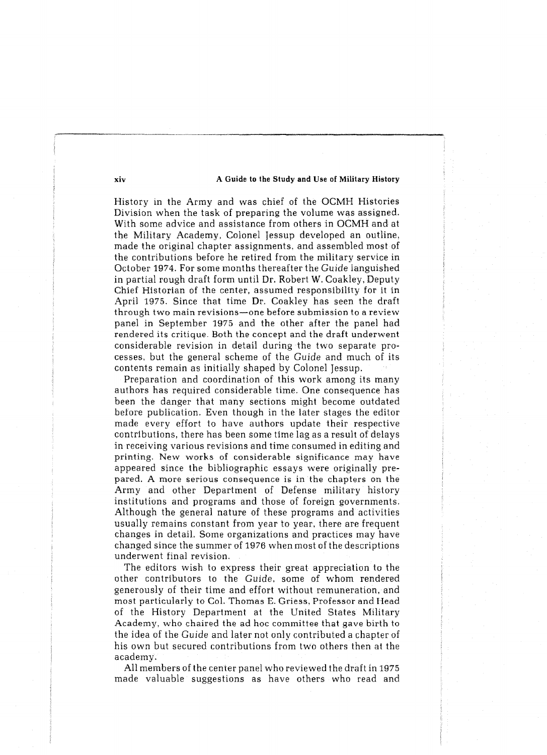History in the Army and was chief of the OCMH Histories Division when the task of preparing the volume was assigned. With some advice and assistance from others in OCMH and at the Military Academy, Colonel Jessup developed an outline, made the original chapter assignments, and assembled most of the contributions before he retired from the military service in October 1974. For some months thereafter the *Guide* languished in partial rough draft form until Dr. Robert W. Coakley, Deputy Chief Historian of the center, assumed responsibility for it in April 1975. Since that time Dr. Coakley has seen the draft through two main revisions—one before submission to a review panel in September 1975 and the other after the panel had rendered its critique. Both the concept and the draft underwent considerable revision in detail during the two separate processes, but the general scheme of the *Guide* and much of its contents remain as initially shaped by Colonel Jessup.

Preparation and coordination of this work among its many authors has required considerable time. One consequence has been the danger that many sections might become outdated before publication. Even though in the later stages the editor made every effort to have authors update their respective contributions, there has been some time lag as a result of delays in receiving various revisions and time consumed in editing and printing. New works of considerable significance may have appeared since the bibliographic essays were originally prepared. A more serious consequence is in the chapters on the Army and other Department of Defense military history institutions and programs and those of foreign governments. Although the general nature of these programs and activities usually remains constant from year to year, there are frequent changes in detail. Some organizations and practices may have changed since the summer of 1976 when most of the descriptions underwent final revision.

The editors wish to express their great appreciation to the other contributors to the *Guide*, some of whom rendered generously of their time and effort without remuneration, and most particularly to Col. Thomas E. Griess, Professor and Head of the History Department at the United States Military Academy, who chaired the ad hoc committee that gave birth to the idea of the *Guide* and later not only contributed a chapter of his own but secured contributions from two others then at the academy.

All members of the center panel who reviewed the draft in 1975 made valuable suggestions as have others who read and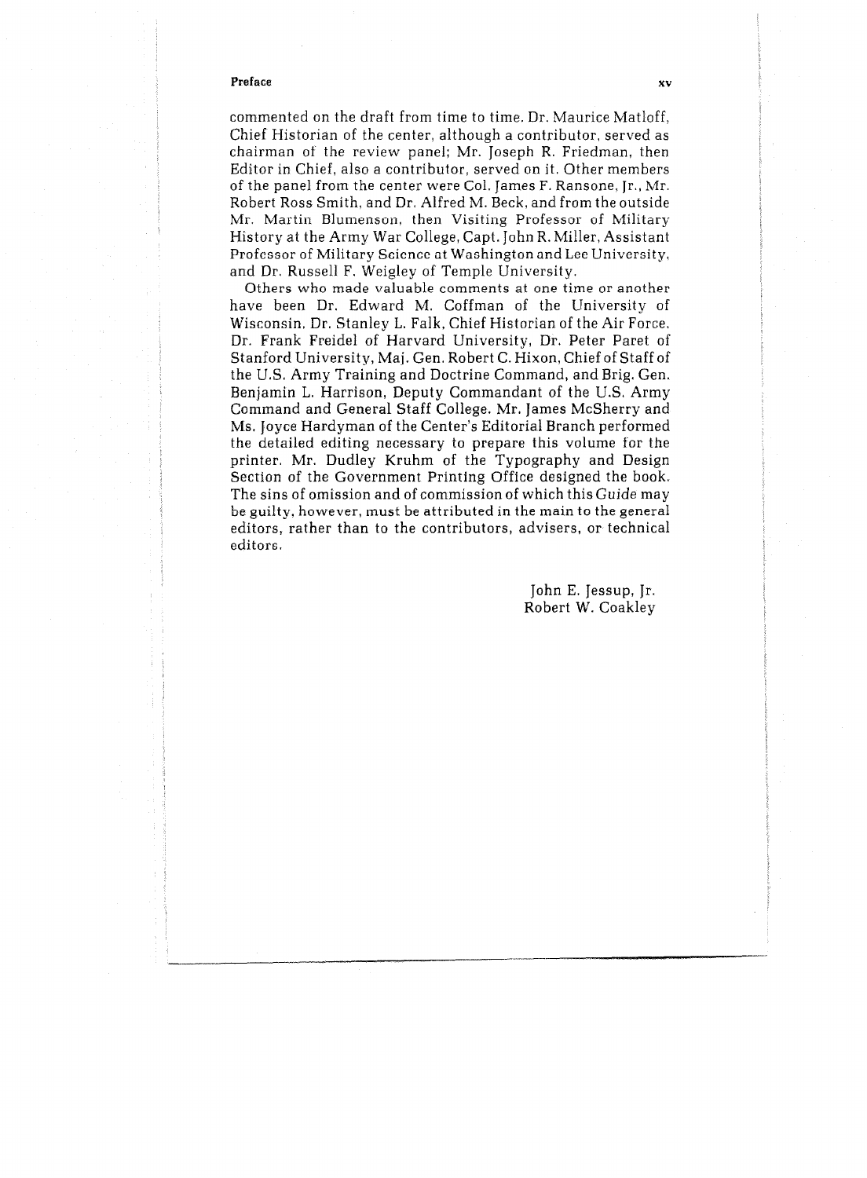commented on the draft from time to time. Dr. Maurice Matloff, Chief Historian of the center, although a contributor, served as chairman of the review panel; Mr. Joseph R. Friedman, then Editor in Chief, also a contributor, served on it. Other members of the panel from the center were Col. James F. Ransone, Jr., Mr. Robert Ross Smith, and Dr. Alfred M. Beck, and from the outside Mr. Martin Blumenson, then Visiting Professor of Military History at the Army War College, Capt. John R. Miller, Assistant Professor of Military Science at Washington and Lee University, and Dr. Russell F. Weigley of Temple University.

Others who made valuable comments at one time or another have been Dr. Edward M. Coffman of the University of Wisconsin, Dr. Stanley L. Falk, Chief Historian of the Air Force, Dr. Frank Freidel of Harvard University, Dr. Peter Paret of Stanford University, Maj. Gen. Robert C. Hixon, Chief of Staff of the U.S. Army Training and Doctrine Command, and Brig. Gen. Benjamin L. Harrison, Deputy Commandant of the U.S. Army Command and General Staff College. Mr. James McSherry and Ms. Joyce Hardyman of the Center's Editorial Branch performed the detailed editing necessary to prepare this volume for the printer. Mr. Dudley Kruhm of the Typography and Design Section of the Government Printing Office designed the book. The sins of omission and of commission of which this *Guide* may be guilty, however, must be attributed in the main to the general editors, rather than to the contributors, advisers, or technical editors.

John E. Jessup, Jr.
Robert W. Coakley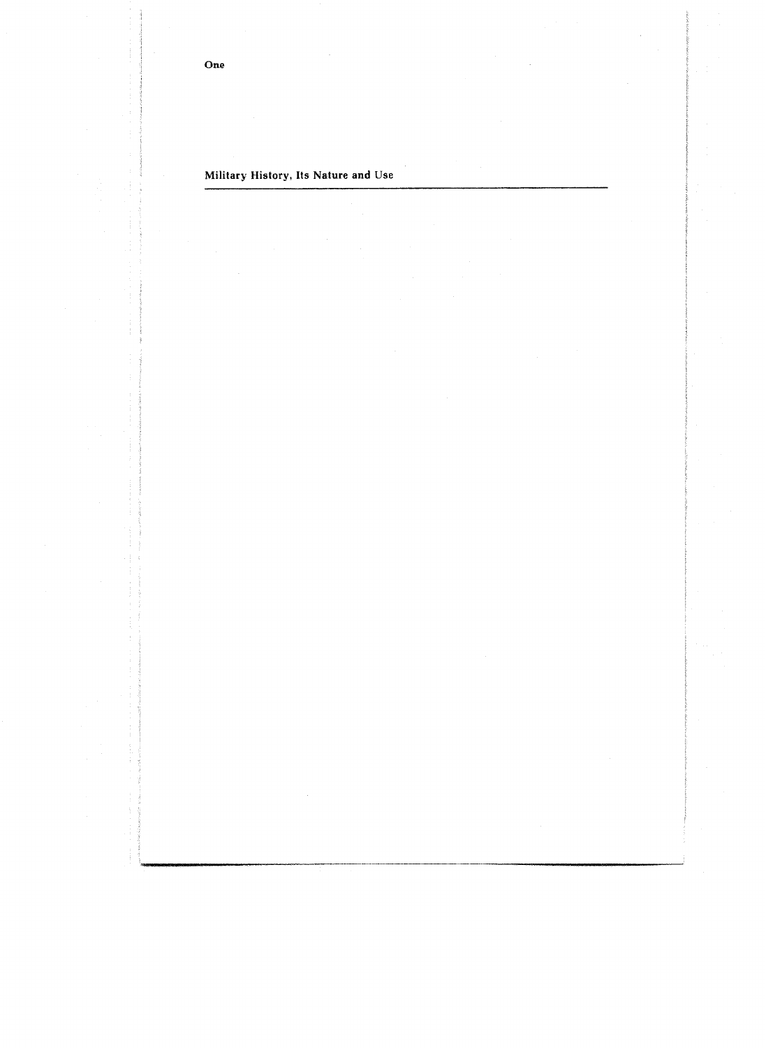One

# Military History, Its Nature and Use